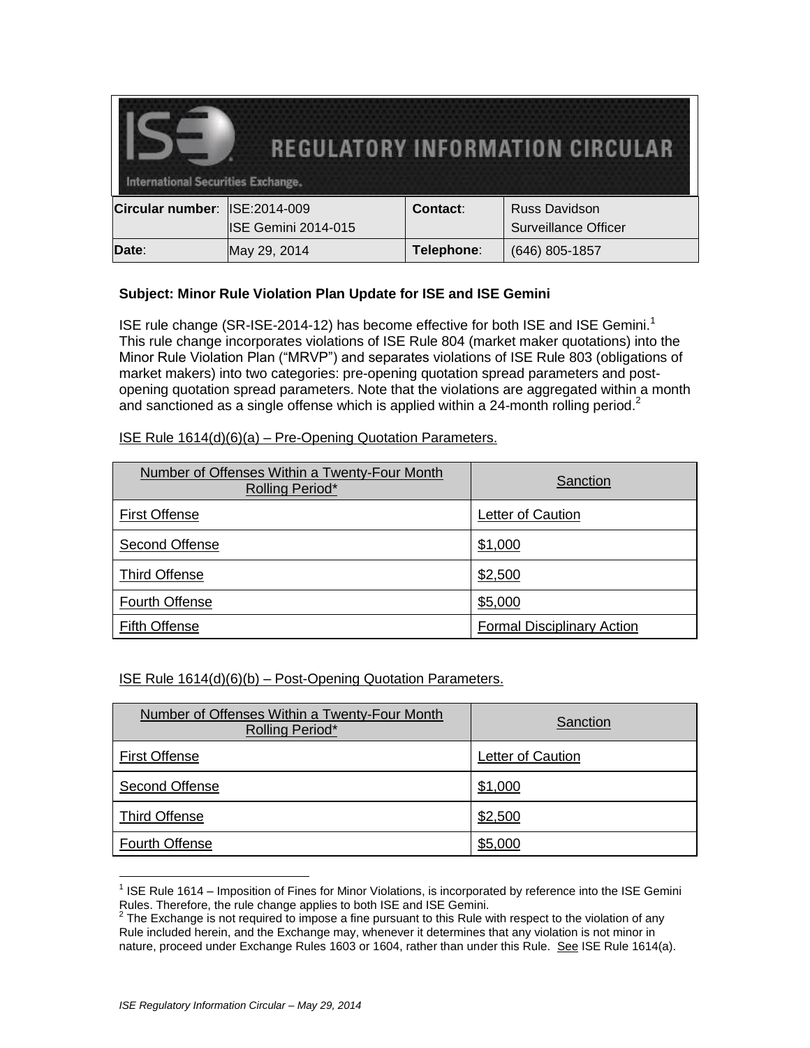# REGULATORY INFORMATION CIRCULAR

International Securities Exchange.

| | | | |
|---|---|---|---|
| **Circular number**: | ISE:2014-009<br>ISE Gemini 2014-015 | **Contact**: | Russ Davidson<br>Surveillance Officer |
| **Date**: | May 29, 2014 | **Telephone**: | (646) 805-1857 |

**Subject: Minor Rule Violation Plan Update for ISE and ISE Gemini**

ISE rule change (SR-ISE-2014-12) has become effective for both ISE and ISE Gemini.[1] This rule change incorporates violations of ISE Rule 804 (market maker quotations) into the Minor Rule Violation Plan ("MRVP") and separates violations of ISE Rule 803 (obligations of market makers) into two categories: pre-opening quotation spread parameters and post-opening quotation spread parameters. Note that the violations are aggregated within a month and sanctioned as a single offense which is applied within a 24-month rolling period.[2]

ISE Rule 1614(d)(6)(a) – Pre-Opening Quotation Parameters.

| Number of Offenses Within a Twenty-Four Month Rolling Period* | Sanction |
|---|---|
| First Offense | Letter of Caution |
| Second Offense | $1,000 |
| Third Offense | $2,500 |
| Fourth Offense | $5,000 |
| Fifth Offense | Formal Disciplinary Action |

ISE Rule 1614(d)(6)(b) – Post-Opening Quotation Parameters.

| Number of Offenses Within a Twenty-Four Month Rolling Period* | Sanction |
|---|---|
| First Offense | Letter of Caution |
| Second Offense | $1,000 |
| Third Offense | $2,500 |
| Fourth Offense | $5,000 |

[1] ISE Rule 1614 – Imposition of Fines for Minor Violations, is incorporated by reference into the ISE Gemini Rules. Therefore, the rule change applies to both ISE and ISE Gemini.

[2] The Exchange is not required to impose a fine pursuant to this Rule with respect to the violation of any Rule included herein, and the Exchange may, whenever it determines that any violation is not minor in nature, proceed under Exchange Rules 1603 or 1604, rather than under this Rule. See ISE Rule 1614(a).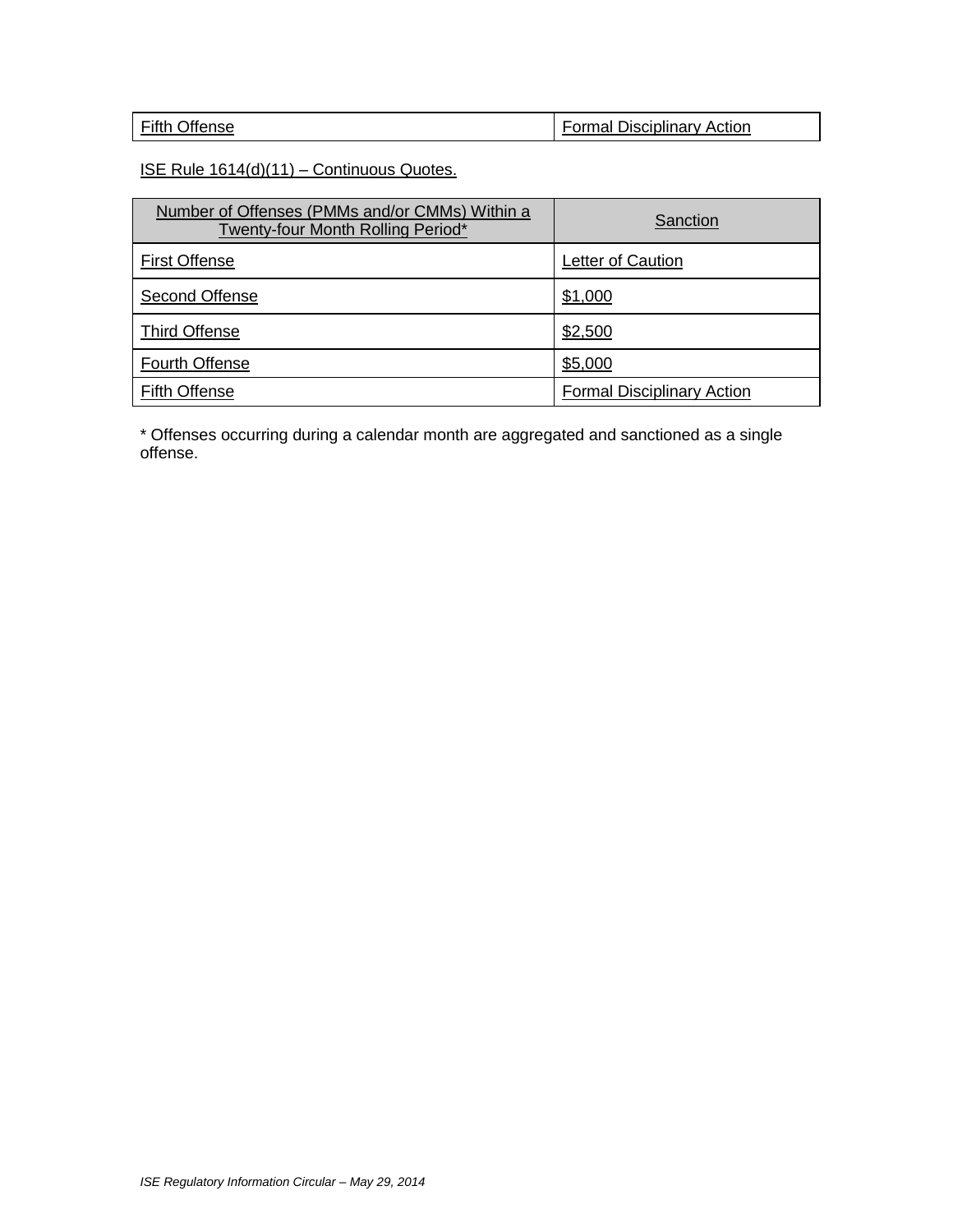| | |
|---|---|
| Fifth Offense | Formal Disciplinary Action |

ISE Rule 1614(d)(11) – Continuous Quotes.

| Number of Offenses (PMMs and/or CMMs) Within a Twenty-four Month Rolling Period* | Sanction |
|---|---|
| First Offense | Letter of Caution |
| Second Offense | $1,000 |
| Third Offense | $2,500 |
| Fourth Offense | $5,000 |
| Fifth Offense | Formal Disciplinary Action |

* Offenses occurring during a calendar month are aggregated and sanctioned as a single offense.